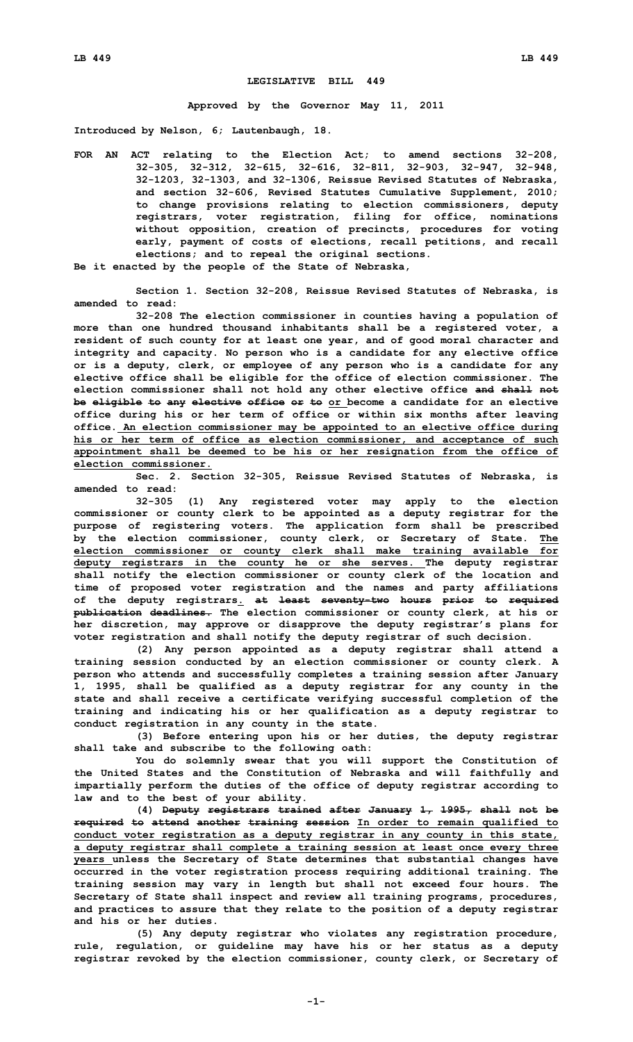# LEGISLATIVE BILL 449

**Approved by the Governor May 11, 2011**

**Introduced by Nelson, 6; Lautenbaugh, 18.**

**FOR AN ACT relating to the Election Act; to amend sections 32-208, 32-305, 32-312, 32-615, 32-616, 32-811, 32-903, 32-947, 32-948, 32-1203, 32-1303, and 32-1306, Reissue Revised Statutes of Nebraska, and section 32-606, Revised Statutes Cumulative Supplement, 2010; to change provisions relating to election commissioners, deputy registrars, voter registration, filing for office, nominations without opposition, creation of precincts, procedures for voting early, payment of costs of elections, recall petitions, and recall elections; and to repeal the original sections.**

**Be it enacted by the people of the State of Nebraska,**

**Section 1. Section 32-208, Reissue Revised Statutes of Nebraska, is amended to read:**

**32-208 The election commissioner in counties having a population of more than one hundred thousand inhabitants shall be a registered voter, a resident of such county for at least one year, and of good moral character and integrity and capacity. No person who is a candidate for any elective office or is a deputy, clerk, or employee of any person who is a candidate for any elective office shall be eligible for the office of election commissioner. The election commissioner shall not hold any other elective office ~~and shall not be eligible to any elective office or to~~ <u>or</u> become a candidate for an elective office during his or her term of office or within six months after leaving office.<u> An election commissioner may be appointed to an elective office during his or her term of office as election commissioner, and acceptance of such appointment shall be deemed to be his or her resignation from the office of election commissioner.</u>**

**Sec. 2. Section 32-305, Reissue Revised Statutes of Nebraska, is amended to read:**

**32-305 (1) Any registered voter may apply to the election commissioner or county clerk to be appointed as a deputy registrar for the purpose of registering voters. The application form shall be prescribed by the election commissioner, county clerk, or Secretary of State. <u>The election commissioner or county clerk shall make training available for deputy registrars in the county he or she serves.</u> The deputy registrar shall notify the election commissioner or county clerk of the location and time of proposed voter registration and the names and party affiliations of the deputy registrars<u>.</u> ~~at least seventy-two hours prior to required publication deadlines.~~ The election commissioner or county clerk, at his or her discretion, may approve or disapprove the deputy registrar's plans for voter registration and shall notify the deputy registrar of such decision.**

**(2) Any person appointed as a deputy registrar shall attend a training session conducted by an election commissioner or county clerk. A person who attends and successfully completes a training session after January 1, 1995, shall be qualified as a deputy registrar for any county in the state and shall receive a certificate verifying successful completion of the training and indicating his or her qualification as a deputy registrar to conduct registration in any county in the state.**

**(3) Before entering upon his or her duties, the deputy registrar shall take and subscribe to the following oath:**

**You do solemnly swear that you will support the Constitution of the United States and the Constitution of Nebraska and will faithfully and impartially perform the duties of the office of deputy registrar according to law and to the best of your ability.**

**(4) ~~Deputy registrars trained after January 1, 1995, shall not be required to attend another training session~~ <u>In order to remain qualified to conduct voter registration as a deputy registrar in any county in this state, a deputy registrar shall complete a training session at least once every three years</u> unless the Secretary of State determines that substantial changes have occurred in the voter registration process requiring additional training. The training session may vary in length but shall not exceed four hours. The Secretary of State shall inspect and review all training programs, procedures, and practices to assure that they relate to the position of a deputy registrar and his or her duties.**

**(5) Any deputy registrar who violates any registration procedure, rule, regulation, or guideline may have his or her status as a deputy registrar revoked by the election commissioner, county clerk, or Secretary of**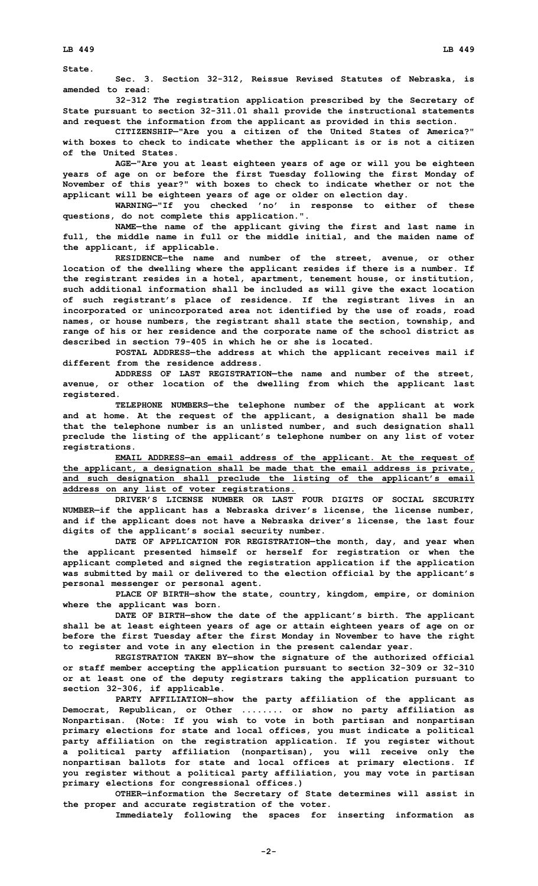State.

Sec. 3. Section 32-312, Reissue Revised Statutes of Nebraska, is amended to read:

32-312 The registration application prescribed by the Secretary of State pursuant to section 32-311.01 shall provide the instructional statements and request the information from the applicant as provided in this section.

CITIZENSHIP—"Are you a citizen of the United States of America?" with boxes to check to indicate whether the applicant is or is not a citizen of the United States.

AGE—"Are you at least eighteen years of age or will you be eighteen years of age on or before the first Tuesday following the first Monday of November of this year?" with boxes to check to indicate whether or not the applicant will be eighteen years of age or older on election day.

WARNING—"If you checked 'no' in response to either of these questions, do not complete this application.".

NAME—the name of the applicant giving the first and last name in full, the middle name in full or the middle initial, and the maiden name of the applicant, if applicable.

RESIDENCE—the name and number of the street, avenue, or other location of the dwelling where the applicant resides if there is a number. If the registrant resides in a hotel, apartment, tenement house, or institution, such additional information shall be included as will give the exact location of such registrant's place of residence. If the registrant lives in an incorporated or unincorporated area not identified by the use of roads, road names, or house numbers, the registrant shall state the section, township, and range of his or her residence and the corporate name of the school district as described in section 79-405 in which he or she is located.

POSTAL ADDRESS—the address at which the applicant receives mail if different from the residence address.

ADDRESS OF LAST REGISTRATION—the name and number of the street, avenue, or other location of the dwelling from which the applicant last registered.

TELEPHONE NUMBERS—the telephone number of the applicant at work and at home. At the request of the applicant, a designation shall be made that the telephone number is an unlisted number, and such designation shall preclude the listing of the applicant's telephone number on any list of voter registrations.

<u>EMAIL ADDRESS—an email address of the applicant. At the request of the applicant, a designation shall be made that the email address is private, and such designation shall preclude the listing of the applicant's email address on any list of voter registrations.</u>

DRIVER'S LICENSE NUMBER OR LAST FOUR DIGITS OF SOCIAL SECURITY NUMBER—if the applicant has a Nebraska driver's license, the license number, and if the applicant does not have a Nebraska driver's license, the last four digits of the applicant's social security number.

DATE OF APPLICATION FOR REGISTRATION—the month, day, and year when the applicant presented himself or herself for registration or when the applicant completed and signed the registration application if the application was submitted by mail or delivered to the election official by the applicant's personal messenger or personal agent.

PLACE OF BIRTH—show the state, country, kingdom, empire, or dominion where the applicant was born.

DATE OF BIRTH—show the date of the applicant's birth. The applicant shall be at least eighteen years of age or attain eighteen years of age on or before the first Tuesday after the first Monday in November to have the right to register and vote in any election in the present calendar year.

REGISTRATION TAKEN BY—show the signature of the authorized official or staff member accepting the application pursuant to section 32-309 or 32-310 or at least one of the deputy registrars taking the application pursuant to section 32-306, if applicable.

PARTY AFFILIATION—show the party affiliation of the applicant as Democrat, Republican, or Other ........ or show no party affiliation as Nonpartisan. (Note: If you wish to vote in both partisan and nonpartisan primary elections for state and local offices, you must indicate a political party affiliation on the registration application. If you register without a political party affiliation (nonpartisan), you will receive only the nonpartisan ballots for state and local offices at primary elections. If you register without a political party affiliation, you may vote in partisan primary elections for congressional offices.)

OTHER—information the Secretary of State determines will assist in the proper and accurate registration of the voter.

Immediately following the spaces for inserting information as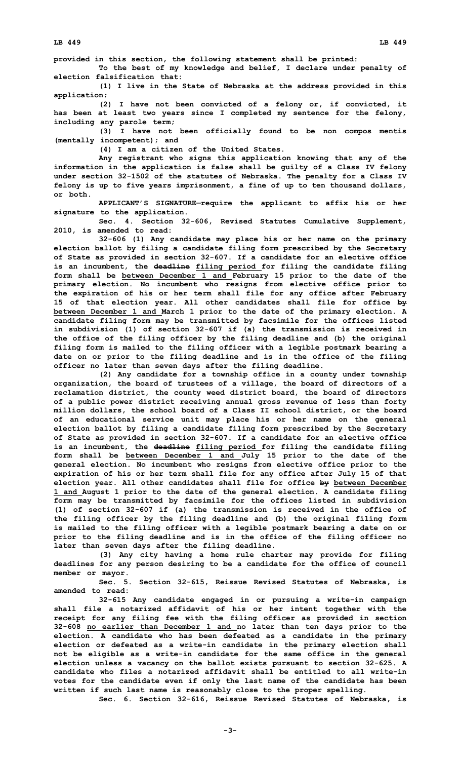provided in this section, the following statement shall be printed:

To the best of my knowledge and belief, I declare under penalty of election falsification that:

(1) I live in the State of Nebraska at the address provided in this application;

(2) I have not been convicted of a felony or, if convicted, it has been at least two years since I completed my sentence for the felony, including any parole term;

(3) I have not been officially found to be non compos mentis (mentally incompetent); and

(4) I am a citizen of the United States.

Any registrant who signs this application knowing that any of the information in the application is false shall be guilty of a Class IV felony under section 32-1502 of the statutes of Nebraska. The penalty for a Class IV felony is up to five years imprisonment, a fine of up to ten thousand dollars, or both.

APPLICANT'S SIGNATURE—require the applicant to affix his or her signature to the application.

Sec. 4. Section 32-606, Revised Statutes Cumulative Supplement, 2010, is amended to read:

32-606 (1) Any candidate may place his or her name on the primary election ballot by filing a candidate filing form prescribed by the Secretary of State as provided in section 32-607. If a candidate for an elective office is an incumbent, the ~~deadline~~ filing period for filing the candidate filing form shall be between December 1 and February 15 prior to the date of the primary election. No incumbent who resigns from elective office prior to the expiration of his or her term shall file for any office after February 15 of that election year. All other candidates shall file for office ~~by~~ between December 1 and March 1 prior to the date of the primary election. A candidate filing form may be transmitted by facsimile for the offices listed in subdivision (1) of section 32-607 if (a) the transmission is received in the office of the filing officer by the filing deadline and (b) the original filing form is mailed to the filing officer with a legible postmark bearing a date on or prior to the filing deadline and is in the office of the filing officer no later than seven days after the filing deadline.

(2) Any candidate for a township office in a county under township organization, the board of trustees of a village, the board of directors of a reclamation district, the county weed district board, the board of directors of a public power district receiving annual gross revenue of less than forty million dollars, the school board of a Class II school district, or the board of an educational service unit may place his or her name on the general election ballot by filing a candidate filing form prescribed by the Secretary of State as provided in section 32-607. If a candidate for an elective office is an incumbent, the ~~deadline~~ filing period for filing the candidate filing form shall be between December 1 and July 15 prior to the date of the general election. No incumbent who resigns from elective office prior to the expiration of his or her term shall file for any office after July 15 of that election year. All other candidates shall file for office ~~by~~ between December 1 and August 1 prior to the date of the general election. A candidate filing form may be transmitted by facsimile for the offices listed in subdivision (1) of section 32-607 if (a) the transmission is received in the office of the filing officer by the filing deadline and (b) the original filing form is mailed to the filing officer with a legible postmark bearing a date on or prior to the filing deadline and is in the office of the filing officer no later than seven days after the filing deadline.

(3) Any city having a home rule charter may provide for filing deadlines for any person desiring to be a candidate for the office of council member or mayor.

Sec. 5. Section 32-615, Reissue Revised Statutes of Nebraska, is amended to read:

32-615 Any candidate engaged in or pursuing a write-in campaign shall file a notarized affidavit of his or her intent together with the receipt for any filing fee with the filing officer as provided in section 32-608 no earlier than December 1 and no later than ten days prior to the election. A candidate who has been defeated as a candidate in the primary election or defeated as a write-in candidate in the primary election shall not be eligible as a write-in candidate for the same office in the general election unless a vacancy on the ballot exists pursuant to section 32-625. A candidate who files a notarized affidavit shall be entitled to all write-in votes for the candidate even if only the last name of the candidate has been written if such last name is reasonably close to the proper spelling.

Sec. 6. Section 32-616, Reissue Revised Statutes of Nebraska, is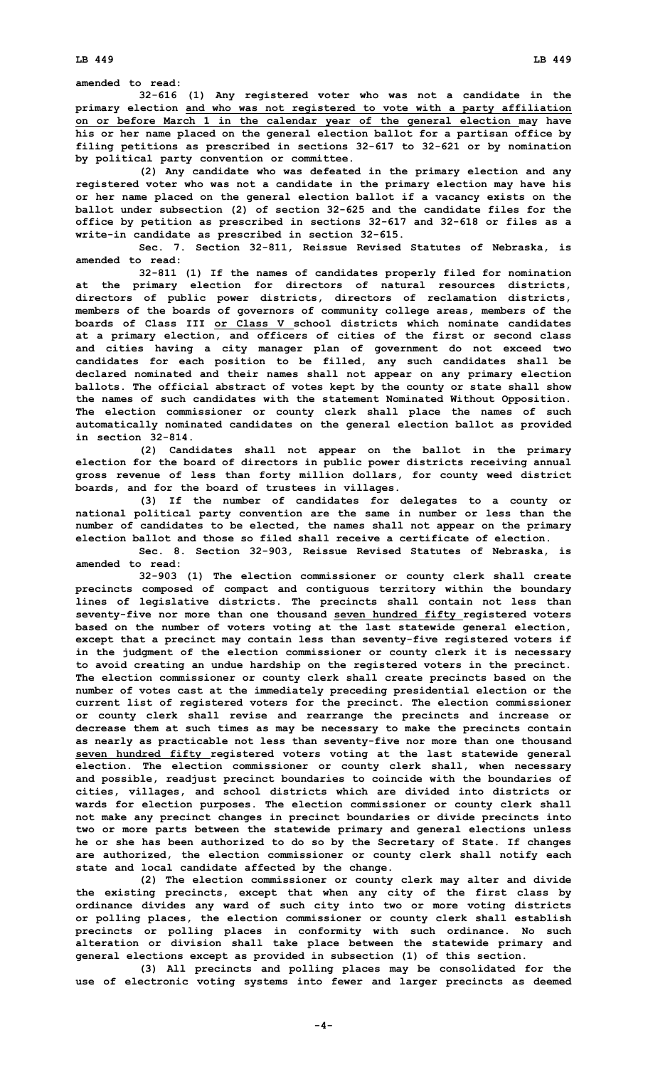amended to read:

32-616 (1) Any registered voter who was not a candidate in the primary election and who was not registered to vote with a party affiliation on or before March 1 in the calendar year of the general election may have his or her name placed on the general election ballot for a partisan office by filing petitions as prescribed in sections 32-617 to 32-621 or by nomination by political party convention or committee.

(2) Any candidate who was defeated in the primary election and any registered voter who was not a candidate in the primary election may have his or her name placed on the general election ballot if a vacancy exists on the ballot under subsection (2) of section 32-625 and the candidate files for the office by petition as prescribed in sections 32-617 and 32-618 or files as a write-in candidate as prescribed in section 32-615.

Sec. 7. Section 32-811, Reissue Revised Statutes of Nebraska, is amended to read:

32-811 (1) If the names of candidates properly filed for nomination at the primary election for directors of natural resources districts, directors of public power districts, directors of reclamation districts, members of the boards of governors of community college areas, members of the boards of Class III or Class V school districts which nominate candidates at a primary election, and officers of cities of the first or second class and cities having a city manager plan of government do not exceed two candidates for each position to be filled, any such candidates shall be declared nominated and their names shall not appear on any primary election ballots. The official abstract of votes kept by the county or state shall show the names of such candidates with the statement Nominated Without Opposition. The election commissioner or county clerk shall place the names of such automatically nominated candidates on the general election ballot as provided in section 32-814.

(2) Candidates shall not appear on the ballot in the primary election for the board of directors in public power districts receiving annual gross revenue of less than forty million dollars, for county weed district boards, and for the board of trustees in villages.

(3) If the number of candidates for delegates to a county or national political party convention are the same in number or less than the number of candidates to be elected, the names shall not appear on the primary election ballot and those so filed shall receive a certificate of election.

Sec. 8. Section 32-903, Reissue Revised Statutes of Nebraska, is amended to read:

32-903 (1) The election commissioner or county clerk shall create precincts composed of compact and contiguous territory within the boundary lines of legislative districts. The precincts shall contain not less than seventy-five nor more than one thousand seven hundred fifty registered voters based on the number of voters voting at the last statewide general election, except that a precinct may contain less than seventy-five registered voters if in the judgment of the election commissioner or county clerk it is necessary to avoid creating an undue hardship on the registered voters in the precinct. The election commissioner or county clerk shall create precincts based on the number of votes cast at the immediately preceding presidential election or the current list of registered voters for the precinct. The election commissioner or county clerk shall revise and rearrange the precincts and increase or decrease them at such times as may be necessary to make the precincts contain as nearly as practicable not less than seventy-five nor more than one thousand seven hundred fifty registered voters voting at the last statewide general election. The election commissioner or county clerk shall, when necessary and possible, readjust precinct boundaries to coincide with the boundaries of cities, villages, and school districts which are divided into districts or wards for election purposes. The election commissioner or county clerk shall not make any precinct changes in precinct boundaries or divide precincts into two or more parts between the statewide primary and general elections unless he or she has been authorized to do so by the Secretary of State. If changes are authorized, the election commissioner or county clerk shall notify each state and local candidate affected by the change.

(2) The election commissioner or county clerk may alter and divide the existing precincts, except that when any city of the first class by ordinance divides any ward of such city into two or more voting districts or polling places, the election commissioner or county clerk shall establish precincts or polling places in conformity with such ordinance. No such alteration or division shall take place between the statewide primary and general elections except as provided in subsection (1) of this section.

(3) All precincts and polling places may be consolidated for the use of electronic voting systems into fewer and larger precincts as deemed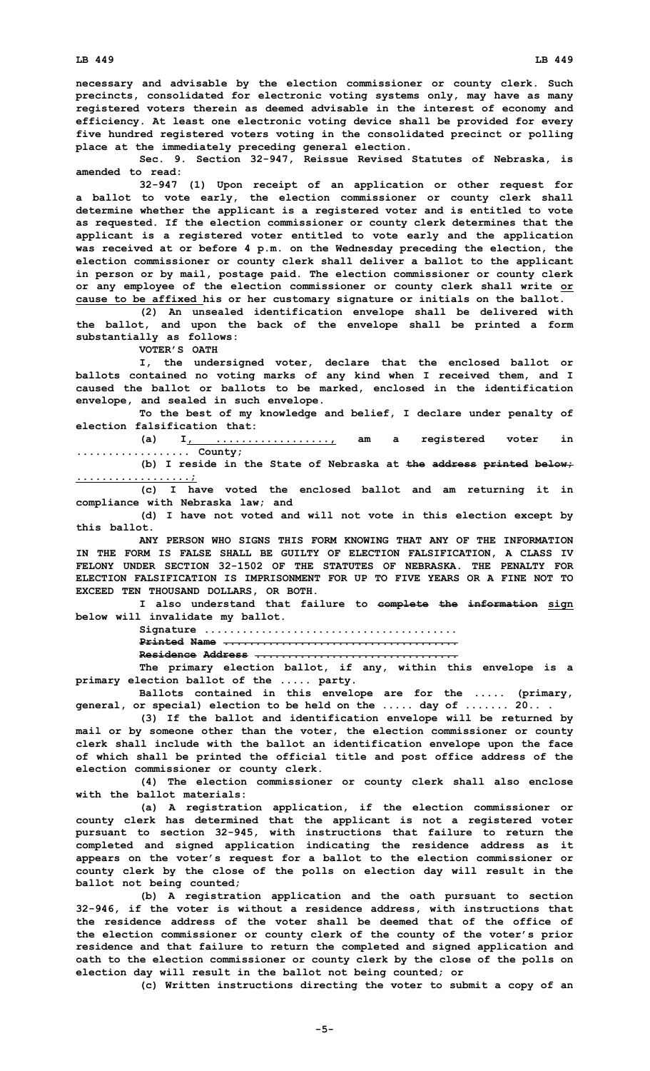necessary and advisable by the election commissioner or county clerk. Such precincts, consolidated for electronic voting systems only, may have as many registered voters therein as deemed advisable in the interest of economy and efficiency. At least one electronic voting device shall be provided for every five hundred registered voters voting in the consolidated precinct or polling place at the immediately preceding general election.

Sec. 9. Section 32-947, Reissue Revised Statutes of Nebraska, is amended to read:

32-947 (1) Upon receipt of an application or other request for a ballot to vote early, the election commissioner or county clerk shall determine whether the applicant is a registered voter and is entitled to vote as requested. If the election commissioner or county clerk determines that the applicant is a registered voter entitled to vote early and the application was received at or before 4 p.m. on the Wednesday preceding the election, the election commissioner or county clerk shall deliver a ballot to the applicant in person or by mail, postage paid. The election commissioner or county clerk or any employee of the election commissioner or county clerk shall write or cause to be affixed his or her customary signature or initials on the ballot.

(2) An unsealed identification envelope shall be delivered with the ballot, and upon the back of the envelope shall be printed a form substantially as follows:

VOTER'S OATH

I, the undersigned voter, declare that the enclosed ballot or ballots contained no voting marks of any kind when I received them, and I caused the ballot or ballots to be marked, enclosed in the identification envelope, and sealed in such envelope.

To the best of my knowledge and belief, I declare under penalty of election falsification that:

(a) I, .................., am a registered voter in ................. County;

(b) I reside in the State of Nebraska at ~~the address printed below;~~ ..................;

(c) I have voted the enclosed ballot and am returning it in compliance with Nebraska law; and

(d) I have not voted and will not vote in this election except by this ballot.

ANY PERSON WHO SIGNS THIS FORM KNOWING THAT ANY OF THE INFORMATION IN THE FORM IS FALSE SHALL BE GUILTY OF ELECTION FALSIFICATION, A CLASS IV FELONY UNDER SECTION 32-1502 OF THE STATUTES OF NEBRASKA. THE PENALTY FOR ELECTION FALSIFICATION IS IMPRISONMENT FOR UP TO FIVE YEARS OR A FINE NOT TO EXCEED TEN THOUSAND DOLLARS, OR BOTH.

I also understand that failure to ~~complete the information~~ sign below will invalidate my ballot.

Signature .......................................

~~Printed Name .......................................~~

~~Residence Address .................................~~

The primary election ballot, if any, within this envelope is a primary election ballot of the ..... party.

Ballots contained in this envelope are for the ..... (primary, general, or special) election to be held on the ..... day of ....... 20.. .

(3) If the ballot and identification envelope will be returned by mail or by someone other than the voter, the election commissioner or county clerk shall include with the ballot an identification envelope upon the face of which shall be printed the official title and post office address of the election commissioner or county clerk.

(4) The election commissioner or county clerk shall also enclose with the ballot materials:

(a) A registration application, if the election commissioner or county clerk has determined that the applicant is not a registered voter pursuant to section 32-945, with instructions that failure to return the completed and signed application indicating the residence address as it appears on the voter's request for a ballot to the election commissioner or county clerk by the close of the polls on election day will result in the ballot not being counted;

(b) A registration application and the oath pursuant to section 32-946, if the voter is without a residence address, with instructions that the residence address of the voter shall be deemed that of the office of the election commissioner or county clerk of the county of the voter's prior residence and that failure to return the completed and signed application and oath to the election commissioner or county clerk by the close of the polls on election day will result in the ballot not being counted; or

(c) Written instructions directing the voter to submit a copy of an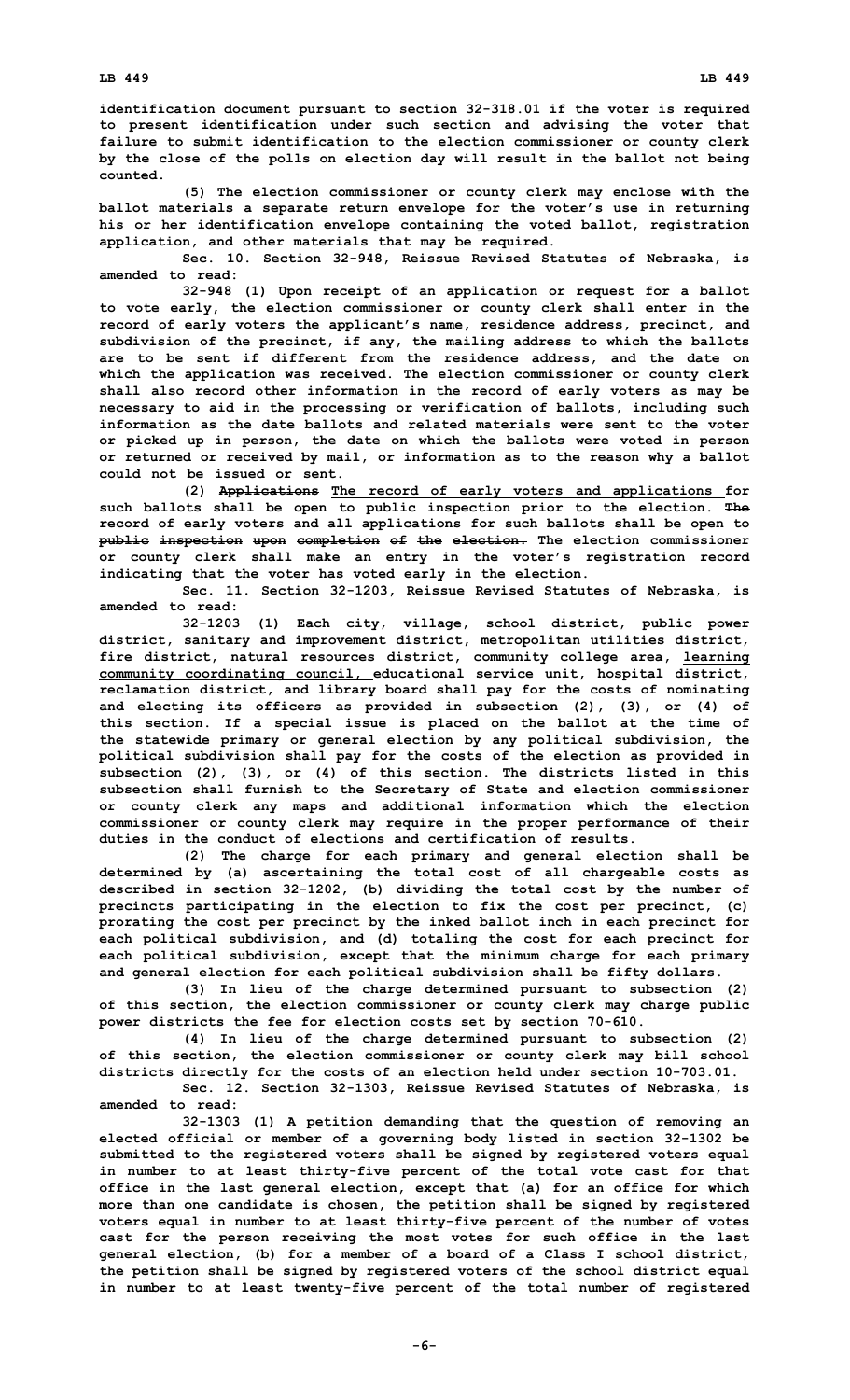identification document pursuant to section 32-318.01 if the voter is required to present identification under such section and advising the voter that failure to submit identification to the election commissioner or county clerk by the close of the polls on election day will result in the ballot not being counted.

(5) The election commissioner or county clerk may enclose with the ballot materials a separate return envelope for the voter's use in returning his or her identification envelope containing the voted ballot, registration application, and other materials that may be required.

Sec. 10. Section 32-948, Reissue Revised Statutes of Nebraska, is amended to read:

32-948 (1) Upon receipt of an application or request for a ballot to vote early, the election commissioner or county clerk shall enter in the record of early voters the applicant's name, residence address, precinct, and subdivision of the precinct, if any, the mailing address to which the ballots are to be sent if different from the residence address, and the date on which the application was received. The election commissioner or county clerk shall also record other information in the record of early voters as may be necessary to aid in the processing or verification of ballots, including such information as the date ballots and related materials were sent to the voter or picked up in person, the date on which the ballots were voted in person or returned or received by mail, or information as to the reason why a ballot could not be issued or sent.

(2) ~~Applications~~ The record of early voters and applications for such ballots shall be open to public inspection prior to the election. ~~The record of early voters and all applications for such ballots shall be open to public inspection upon completion of the election.~~ The election commissioner or county clerk shall make an entry in the voter's registration record indicating that the voter has voted early in the election.

Sec. 11. Section 32-1203, Reissue Revised Statutes of Nebraska, is amended to read:

32-1203 (1) Each city, village, school district, public power district, sanitary and improvement district, metropolitan utilities district, fire district, natural resources district, community college area, learning community coordinating council, educational service unit, hospital district, reclamation district, and library board shall pay for the costs of nominating and electing its officers as provided in subsection (2), (3), or (4) of this section. If a special issue is placed on the ballot at the time of the statewide primary or general election by any political subdivision, the political subdivision shall pay for the costs of the election as provided in subsection (2), (3), or (4) of this section. The districts listed in this subsection shall furnish to the Secretary of State and election commissioner or county clerk any maps and additional information which the election commissioner or county clerk may require in the proper performance of their duties in the conduct of elections and certification of results.

(2) The charge for each primary and general election shall be determined by (a) ascertaining the total cost of all chargeable costs as described in section 32-1202, (b) dividing the total cost by the number of precincts participating in the election to fix the cost per precinct, (c) prorating the cost per precinct by the inked ballot inch in each precinct for each political subdivision, and (d) totaling the cost for each precinct for each political subdivision, except that the minimum charge for each primary and general election for each political subdivision shall be fifty dollars.

(3) In lieu of the charge determined pursuant to subsection (2) of this section, the election commissioner or county clerk may charge public power districts the fee for election costs set by section 70-610.

(4) In lieu of the charge determined pursuant to subsection (2) of this section, the election commissioner or county clerk may bill school districts directly for the costs of an election held under section 10-703.01.

Sec. 12. Section 32-1303, Reissue Revised Statutes of Nebraska, is amended to read:

32-1303 (1) A petition demanding that the question of removing an elected official or member of a governing body listed in section 32-1302 be submitted to the registered voters shall be signed by registered voters equal in number to at least thirty-five percent of the total vote cast for that office in the last general election, except that (a) for an office for which more than one candidate is chosen, the petition shall be signed by registered voters equal in number to at least thirty-five percent of the number of votes cast for the person receiving the most votes for such office in the last general election, (b) for a member of a board of a Class I school district, the petition shall be signed by registered voters of the school district equal in number to at least twenty-five percent of the total number of registered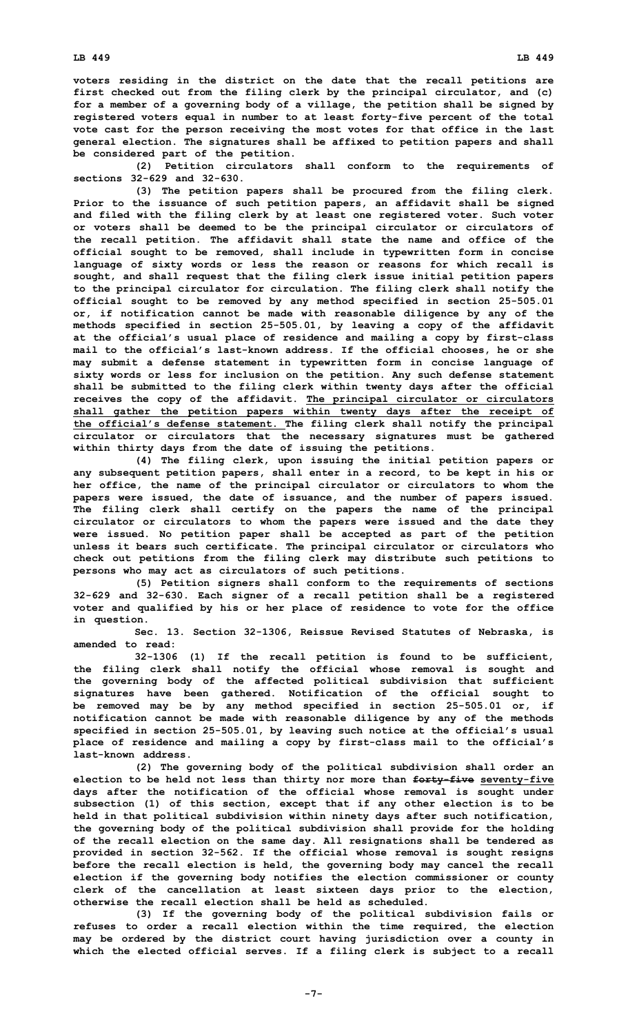voters residing in the district on the date that the recall petitions are first checked out from the filing clerk by the principal circulator, and (c) for a member of a governing body of a village, the petition shall be signed by registered voters equal in number to at least forty-five percent of the total vote cast for the person receiving the most votes for that office in the last general election. The signatures shall be affixed to petition papers and shall be considered part of the petition.

(2) Petition circulators shall conform to the requirements of sections 32-629 and 32-630.

(3) The petition papers shall be procured from the filing clerk. Prior to the issuance of such petition papers, an affidavit shall be signed and filed with the filing clerk by at least one registered voter. Such voter or voters shall be deemed to be the principal circulator or circulators of the recall petition. The affidavit shall state the name and office of the official sought to be removed, shall include in typewritten form in concise language of sixty words or less the reason or reasons for which recall is sought, and shall request that the filing clerk issue initial petition papers to the principal circulator for circulation. The filing clerk shall notify the official sought to be removed by any method specified in section 25-505.01 or, if notification cannot be made with reasonable diligence by any of the methods specified in section 25-505.01, by leaving a copy of the affidavit at the official's usual place of residence and mailing a copy by first-class mail to the official's last-known address. If the official chooses, he or she may submit a defense statement in typewritten form in concise language of sixty words or less for inclusion on the petition. Any such defense statement shall be submitted to the filing clerk within twenty days after the official receives the copy of the affidavit. The principal circulator or circulators shall gather the petition papers within twenty days after the receipt of the official's defense statement. The filing clerk shall notify the principal circulator or circulators that the necessary signatures must be gathered within thirty days from the date of issuing the petitions.

(4) The filing clerk, upon issuing the initial petition papers or any subsequent petition papers, shall enter in a record, to be kept in his or her office, the name of the principal circulator or circulators to whom the papers were issued, the date of issuance, and the number of papers issued. The filing clerk shall certify on the papers the name of the principal circulator or circulators to whom the papers were issued and the date they were issued. No petition paper shall be accepted as part of the petition unless it bears such certificate. The principal circulator or circulators who check out petitions from the filing clerk may distribute such petitions to persons who may act as circulators of such petitions.

(5) Petition signers shall conform to the requirements of sections 32-629 and 32-630. Each signer of a recall petition shall be a registered voter and qualified by his or her place of residence to vote for the office in question.

Sec. 13. Section 32-1306, Reissue Revised Statutes of Nebraska, is amended to read:

32-1306 (1) If the recall petition is found to be sufficient, the filing clerk shall notify the official whose removal is sought and the governing body of the affected political subdivision that sufficient signatures have been gathered. Notification of the official sought to be removed may be by any method specified in section 25-505.01 or, if notification cannot be made with reasonable diligence by any of the methods specified in section 25-505.01, by leaving such notice at the official's usual place of residence and mailing a copy by first-class mail to the official's last-known address.

(2) The governing body of the political subdivision shall order an election to be held not less than thirty nor more than ~~forty-five~~ seventy-five days after the notification of the official whose removal is sought under subsection (1) of this section, except that if any other election is to be held in that political subdivision within ninety days after such notification, the governing body of the political subdivision shall provide for the holding of the recall election on the same day. All resignations shall be tendered as provided in section 32-562. If the official whose removal is sought resigns before the recall election is held, the governing body may cancel the recall election if the governing body notifies the election commissioner or county clerk of the cancellation at least sixteen days prior to the election, otherwise the recall election shall be held as scheduled.

(3) If the governing body of the political subdivision fails or refuses to order a recall election within the time required, the election may be ordered by the district court having jurisdiction over a county in which the elected official serves. If a filing clerk is subject to a recall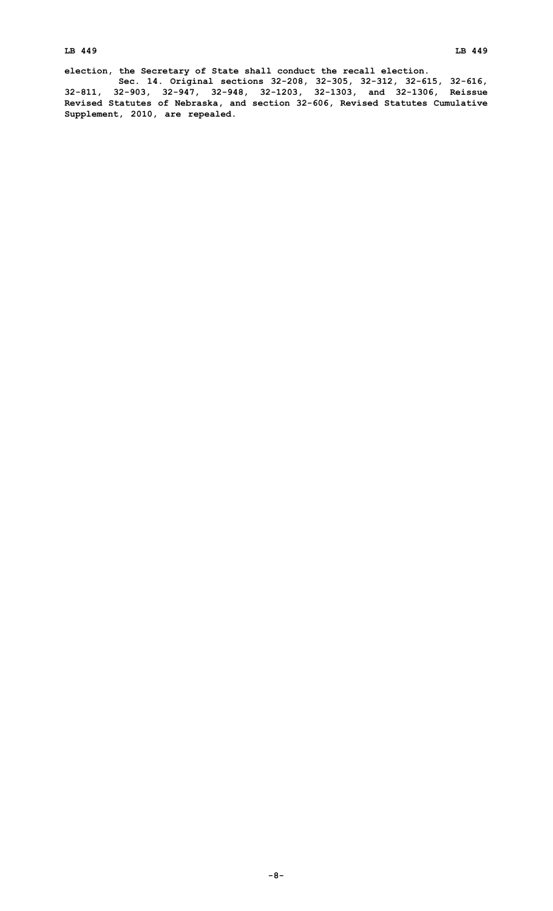election, the Secretary of State shall conduct the recall election.

Sec. 14. Original sections 32-208, 32-305, 32-312, 32-615, 32-616, 32-811, 32-903, 32-947, 32-948, 32-1203, 32-1303, and 32-1306, Reissue Revised Statutes of Nebraska, and section 32-606, Revised Statutes Cumulative Supplement, 2010, are repealed.